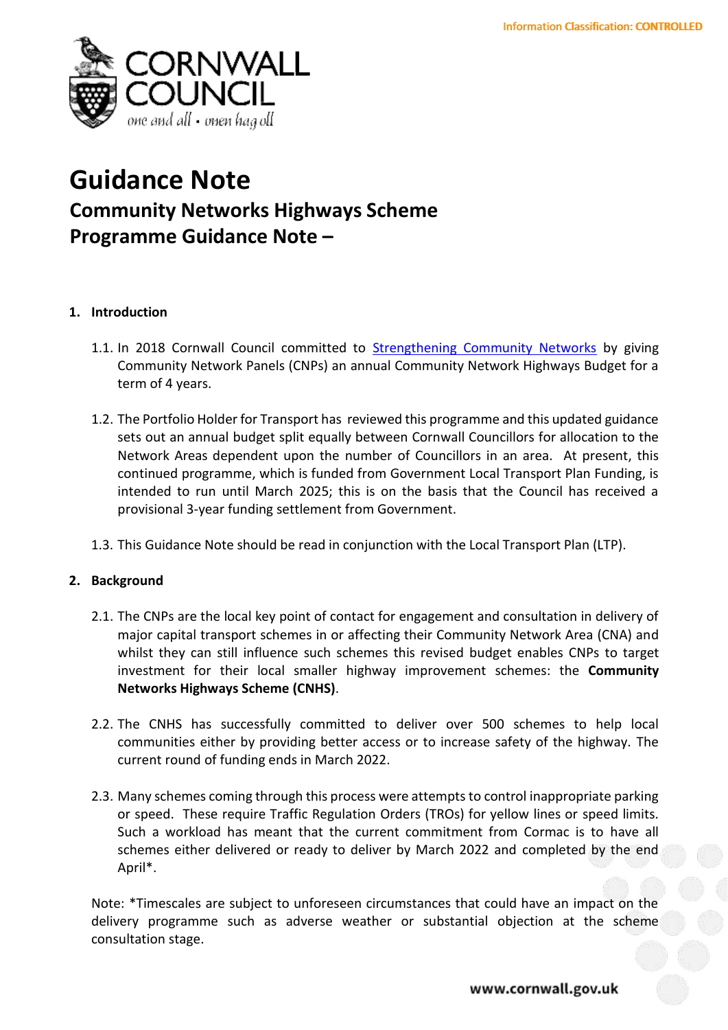# Guidance Note

## Community Networks Highways Scheme Programme Guidance Note –

### 1. Introduction

1.1. In 2018 Cornwall Council committed to [Strengthening Community Networks]() by giving Community Network Panels (CNPs) an annual Community Network Highways Budget for a term of 4 years.

1.2. The Portfolio Holder for Transport has reviewed this programme and this updated guidance sets out an annual budget split equally between Cornwall Councillors for allocation to the Network Areas dependent upon the number of Councillors in an area. At present, this continued programme, which is funded from Government Local Transport Plan Funding, is intended to run until March 2025; this is on the basis that the Council has received a provisional 3-year funding settlement from Government.

1.3. This Guidance Note should be read in conjunction with the Local Transport Plan (LTP).

### 2. Background

2.1. The CNPs are the local key point of contact for engagement and consultation in delivery of major capital transport schemes in or affecting their Community Network Area (CNA) and whilst they can still influence such schemes this revised budget enables CNPs to target investment for their local smaller highway improvement schemes: the **Community Networks Highways Scheme (CNHS)**.

2.2. The CNHS has successfully committed to deliver over 500 schemes to help local communities either by providing better access or to increase safety of the highway. The current round of funding ends in March 2022.

2.3. Many schemes coming through this process were attempts to control inappropriate parking or speed. These require Traffic Regulation Orders (TROs) for yellow lines or speed limits. Such a workload has meant that the current commitment from Cormac is to have all schemes either delivered or ready to deliver by March 2022 and completed by the end April*.

Note: *Timescales are subject to unforeseen circumstances that could have an impact on the delivery programme such as adverse weather or substantial objection at the scheme consultation stage.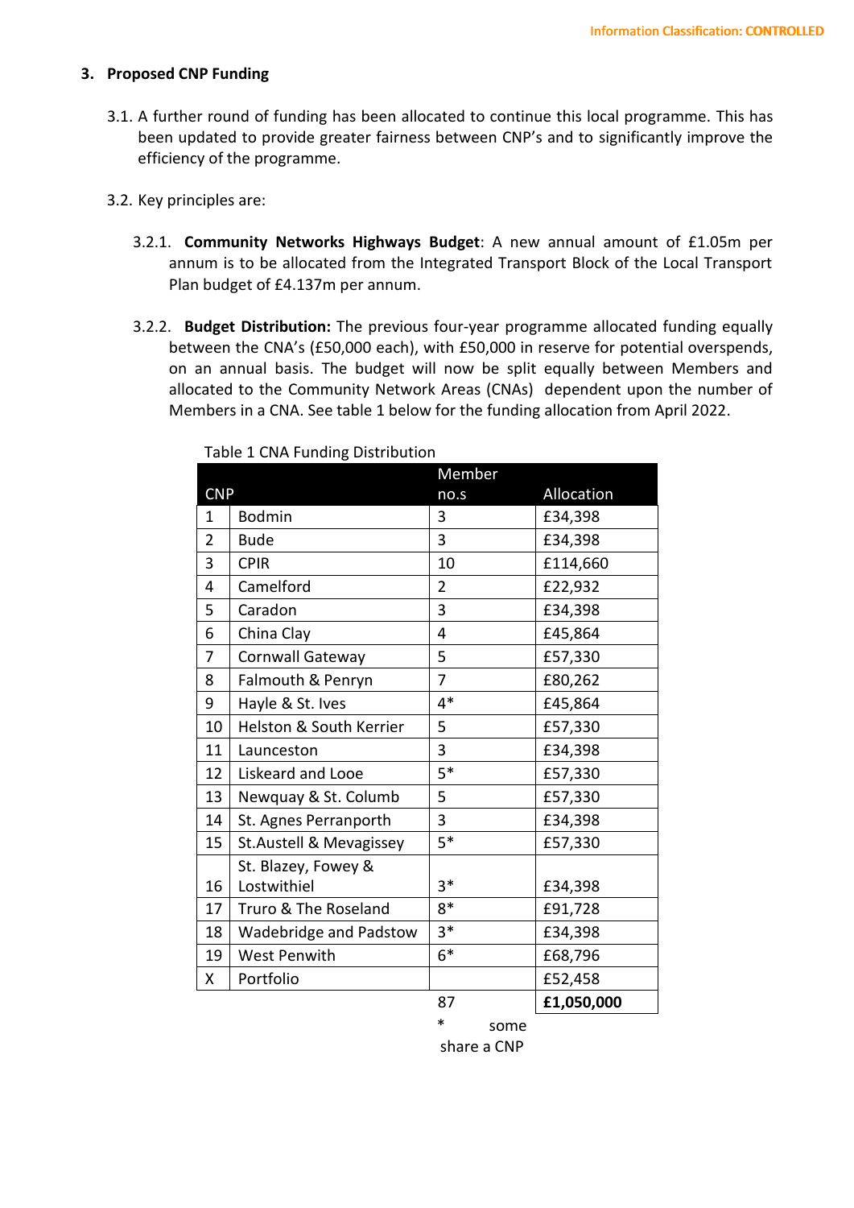## 3. Proposed CNP Funding

3.1. A further round of funding has been allocated to continue this local programme. This has been updated to provide greater fairness between CNP's and to significantly improve the efficiency of the programme.

3.2. Key principles are:

3.2.1. **Community Networks Highways Budget**: A new annual amount of £1.05m per annum is to be allocated from the Integrated Transport Block of the Local Transport Plan budget of £4.137m per annum.

3.2.2. **Budget Distribution:** The previous four-year programme allocated funding equally between the CNA's (£50,000 each), with £50,000 in reserve for potential overspends, on an annual basis. The budget will now be split equally between Members and allocated to the Community Network Areas (CNAs) dependent upon the number of Members in a CNA. See table 1 below for the funding allocation from April 2022.

Table 1 CNA Funding Distribution

| CNP | | Member no.s | Allocation |
|---|---|---|---|
| 1 | Bodmin | 3 | £34,398 |
| 2 | Bude | 3 | £34,398 |
| 3 | CPIR | 10 | £114,660 |
| 4 | Camelford | 2 | £22,932 |
| 5 | Caradon | 3 | £34,398 |
| 6 | China Clay | 4 | £45,864 |
| 7 | Cornwall Gateway | 5 | £57,330 |
| 8 | Falmouth & Penryn | 7 | £80,262 |
| 9 | Hayle & St. Ives | 4* | £45,864 |
| 10 | Helston & South Kerrier | 5 | £57,330 |
| 11 | Launceston | 3 | £34,398 |
| 12 | Liskeard and Looe | 5* | £57,330 |
| 13 | Newquay & St. Columb | 5 | £57,330 |
| 14 | St. Agnes Perranporth | 3 | £34,398 |
| 15 | St.Austell & Mevagissey | 5* | £57,330 |
| 16 | St. Blazey, Fowey & Lostwithiel | 3* | £34,398 |
| 17 | Truro & The Roseland | 8* | £91,728 |
| 18 | Wadebridge and Padstow | 3* | £34,398 |
| 19 | West Penwith | 6* | £68,796 |
| X | Portfolio | | £52,458 |
| | | 87 | **£1,050,000** |

\* some share a CNP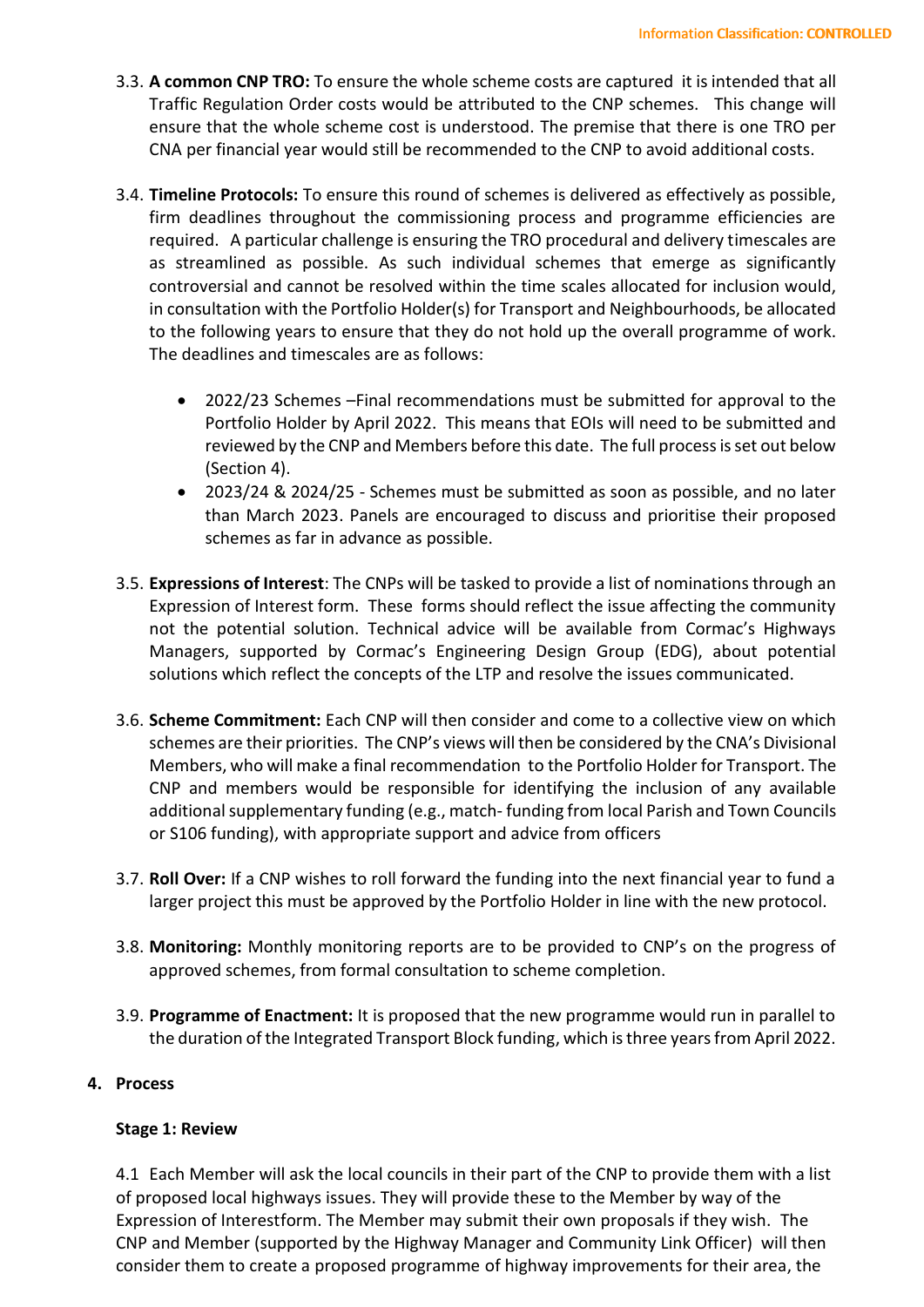3.3. **A common CNP TRO:** To ensure the whole scheme costs are captured it is intended that all Traffic Regulation Order costs would be attributed to the CNP schemes. This change will ensure that the whole scheme cost is understood. The premise that there is one TRO per CNA per financial year would still be recommended to the CNP to avoid additional costs.

3.4. **Timeline Protocols:** To ensure this round of schemes is delivered as effectively as possible, firm deadlines throughout the commissioning process and programme efficiencies are required. A particular challenge is ensuring the TRO procedural and delivery timescales are as streamlined as possible. As such individual schemes that emerge as significantly controversial and cannot be resolved within the time scales allocated for inclusion would, in consultation with the Portfolio Holder(s) for Transport and Neighbourhoods, be allocated to the following years to ensure that they do not hold up the overall programme of work. The deadlines and timescales are as follows:

- 2022/23 Schemes –Final recommendations must be submitted for approval to the Portfolio Holder by April 2022. This means that EOIs will need to be submitted and reviewed by the CNP and Members before this date. The full process is set out below (Section 4).
- 2023/24 & 2024/25 - Schemes must be submitted as soon as possible, and no later than March 2023. Panels are encouraged to discuss and prioritise their proposed schemes as far in advance as possible.

3.5. **Expressions of Interest**: The CNPs will be tasked to provide a list of nominations through an Expression of Interest form. These forms should reflect the issue affecting the community not the potential solution. Technical advice will be available from Cormac's Highways Managers, supported by Cormac's Engineering Design Group (EDG), about potential solutions which reflect the concepts of the LTP and resolve the issues communicated.

3.6. **Scheme Commitment:** Each CNP will then consider and come to a collective view on which schemes are their priorities. The CNP's views will then be considered by the CNA's Divisional Members, who will make a final recommendation to the Portfolio Holder for Transport. The CNP and members would be responsible for identifying the inclusion of any available additional supplementary funding (e.g., match- funding from local Parish and Town Councils or S106 funding), with appropriate support and advice from officers

3.7. **Roll Over:** If a CNP wishes to roll forward the funding into the next financial year to fund a larger project this must be approved by the Portfolio Holder in line with the new protocol.

3.8. **Monitoring:** Monthly monitoring reports are to be provided to CNP's on the progress of approved schemes, from formal consultation to scheme completion.

3.9. **Programme of Enactment:** It is proposed that the new programme would run in parallel to the duration of the Integrated Transport Block funding, which is three years from April 2022.

## 4. Process

### Stage 1: Review

4.1 Each Member will ask the local councils in their part of the CNP to provide them with a list of proposed local highways issues. They will provide these to the Member by way of the Expression of Interestform. The Member may submit their own proposals if they wish. The CNP and Member (supported by the Highway Manager and Community Link Officer) will then consider them to create a proposed programme of highway improvements for their area, the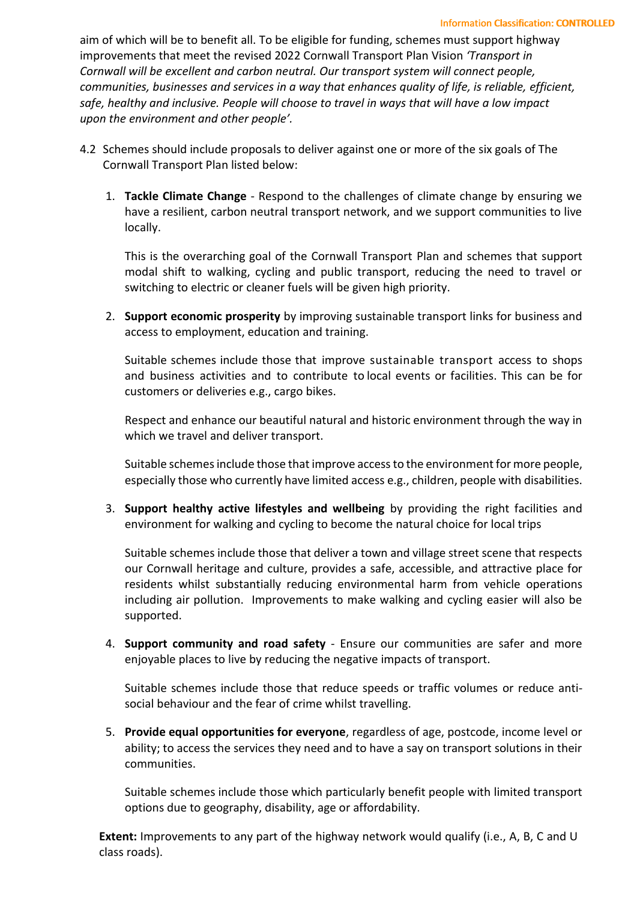aim of which will be to benefit all. To be eligible for funding, schemes must support highway improvements that meet the revised 2022 Cornwall Transport Plan Vision *'Transport in Cornwall will be excellent and carbon neutral. Our transport system will connect people, communities, businesses and services in a way that enhances quality of life, is reliable, efficient, safe, healthy and inclusive. People will choose to travel in ways that will have a low impact upon the environment and other people'.*

4.2 Schemes should include proposals to deliver against one or more of the six goals of The Cornwall Transport Plan listed below:

1. **Tackle Climate Change** - Respond to the challenges of climate change by ensuring we have a resilient, carbon neutral transport network, and we support communities to live locally.

   This is the overarching goal of the Cornwall Transport Plan and schemes that support modal shift to walking, cycling and public transport, reducing the need to travel or switching to electric or cleaner fuels will be given high priority.

2. **Support economic prosperity** by improving sustainable transport links for business and access to employment, education and training.

   Suitable schemes include those that improve sustainable transport access to shops and business activities and to contribute to local events or facilities. This can be for customers or deliveries e.g., cargo bikes.

   Respect and enhance our beautiful natural and historic environment through the way in which we travel and deliver transport.

   Suitable schemes include those that improve access to the environment for more people, especially those who currently have limited access e.g., children, people with disabilities.

3. **Support healthy active lifestyles and wellbeing** by providing the right facilities and environment for walking and cycling to become the natural choice for local trips

   Suitable schemes include those that deliver a town and village street scene that respects our Cornwall heritage and culture, provides a safe, accessible, and attractive place for residents whilst substantially reducing environmental harm from vehicle operations including air pollution. Improvements to make walking and cycling easier will also be supported.

4. **Support community and road safety** - Ensure our communities are safer and more enjoyable places to live by reducing the negative impacts of transport.

   Suitable schemes include those that reduce speeds or traffic volumes or reduce anti-social behaviour and the fear of crime whilst travelling.

5. **Provide equal opportunities for everyone**, regardless of age, postcode, income level or ability; to access the services they need and to have a say on transport solutions in their communities.

   Suitable schemes include those which particularly benefit people with limited transport options due to geography, disability, age or affordability.

**Extent:** Improvements to any part of the highway network would qualify (i.e., A, B, C and U class roads).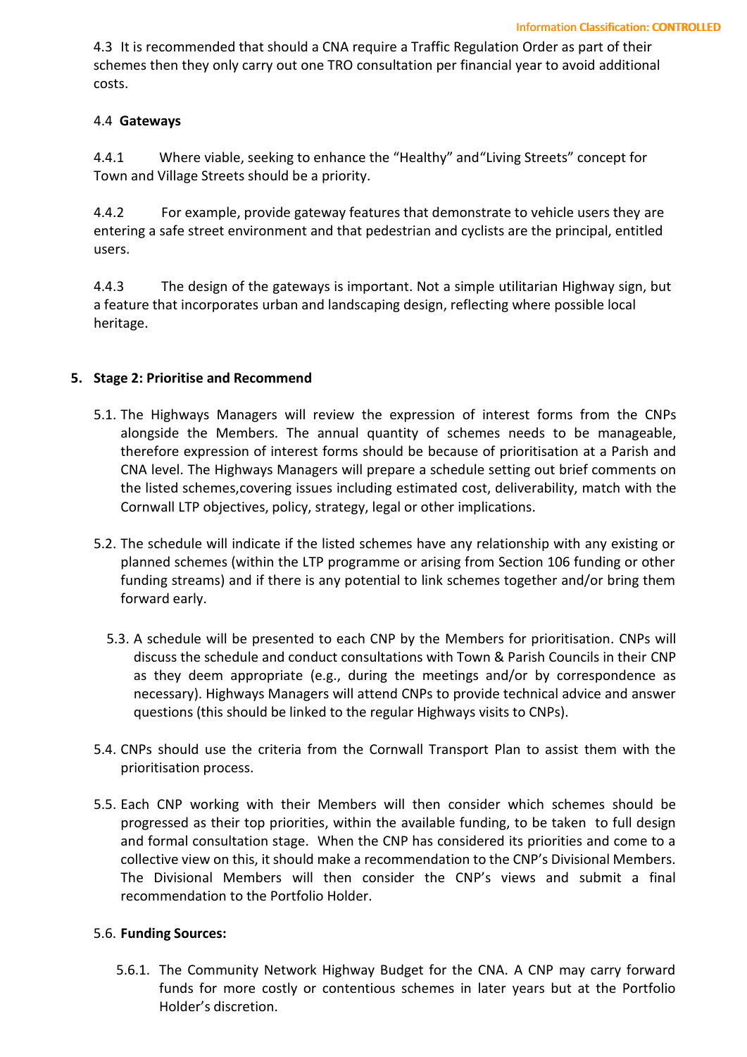4.3 It is recommended that should a CNA require a Traffic Regulation Order as part of their schemes then they only carry out one TRO consultation per financial year to avoid additional costs.

4.4 **Gateways**

4.4.1 Where viable, seeking to enhance the "Healthy" and"Living Streets" concept for Town and Village Streets should be a priority.

4.4.2 For example, provide gateway features that demonstrate to vehicle users they are entering a safe street environment and that pedestrian and cyclists are the principal, entitled users.

4.4.3 The design of the gateways is important. Not a simple utilitarian Highway sign, but a feature that incorporates urban and landscaping design, reflecting where possible local heritage.

## 5. Stage 2: Prioritise and Recommend

5.1. The Highways Managers will review the expression of interest forms from the CNPs alongside the Members. The annual quantity of schemes needs to be manageable, therefore expression of interest forms should be because of prioritisation at a Parish and CNA level. The Highways Managers will prepare a schedule setting out brief comments on the listed schemes,covering issues including estimated cost, deliverability, match with the Cornwall LTP objectives, policy, strategy, legal or other implications.

5.2. The schedule will indicate if the listed schemes have any relationship with any existing or planned schemes (within the LTP programme or arising from Section 106 funding or other funding streams) and if there is any potential to link schemes together and/or bring them forward early.

5.3. A schedule will be presented to each CNP by the Members for prioritisation. CNPs will discuss the schedule and conduct consultations with Town & Parish Councils in their CNP as they deem appropriate (e.g., during the meetings and/or by correspondence as necessary). Highways Managers will attend CNPs to provide technical advice and answer questions (this should be linked to the regular Highways visits to CNPs).

5.4. CNPs should use the criteria from the Cornwall Transport Plan to assist them with the prioritisation process.

5.5. Each CNP working with their Members will then consider which schemes should be progressed as their top priorities, within the available funding, to be taken to full design and formal consultation stage. When the CNP has considered its priorities and come to a collective view on this, it should make a recommendation to the CNP's Divisional Members. The Divisional Members will then consider the CNP's views and submit a final recommendation to the Portfolio Holder.

5.6. **Funding Sources:**

5.6.1. The Community Network Highway Budget for the CNA. A CNP may carry forward funds for more costly or contentious schemes in later years but at the Portfolio Holder's discretion.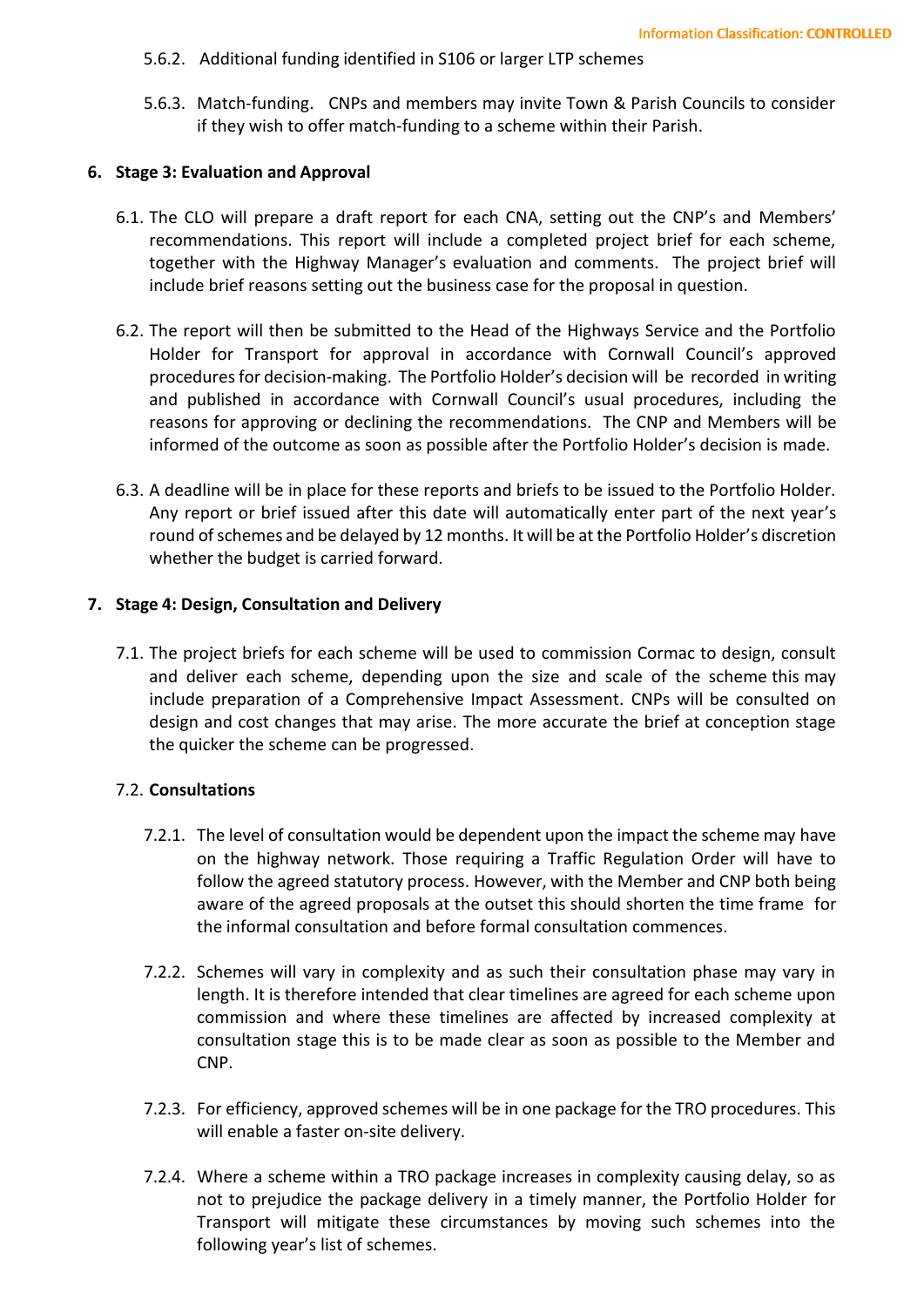5.6.2. Additional funding identified in S106 or larger LTP schemes

5.6.3. Match-funding. CNPs and members may invite Town & Parish Councils to consider if they wish to offer match-funding to a scheme within their Parish.

## 6. Stage 3: Evaluation and Approval

6.1. The CLO will prepare a draft report for each CNA, setting out the CNP's and Members' recommendations. This report will include a completed project brief for each scheme, together with the Highway Manager's evaluation and comments. The project brief will include brief reasons setting out the business case for the proposal in question.

6.2. The report will then be submitted to the Head of the Highways Service and the Portfolio Holder for Transport for approval in accordance with Cornwall Council's approved procedures for decision-making. The Portfolio Holder's decision will be recorded in writing and published in accordance with Cornwall Council's usual procedures, including the reasons for approving or declining the recommendations. The CNP and Members will be informed of the outcome as soon as possible after the Portfolio Holder's decision is made.

6.3. A deadline will be in place for these reports and briefs to be issued to the Portfolio Holder. Any report or brief issued after this date will automatically enter part of the next year's round of schemes and be delayed by 12 months. It will be at the Portfolio Holder's discretion whether the budget is carried forward.

## 7. Stage 4: Design, Consultation and Delivery

7.1. The project briefs for each scheme will be used to commission Cormac to design, consult and deliver each scheme, depending upon the size and scale of the scheme this may include preparation of a Comprehensive Impact Assessment. CNPs will be consulted on design and cost changes that may arise. The more accurate the brief at conception stage the quicker the scheme can be progressed.

7.2. **Consultations**

7.2.1. The level of consultation would be dependent upon the impact the scheme may have on the highway network. Those requiring a Traffic Regulation Order will have to follow the agreed statutory process. However, with the Member and CNP both being aware of the agreed proposals at the outset this should shorten the time frame for the informal consultation and before formal consultation commences.

7.2.2. Schemes will vary in complexity and as such their consultation phase may vary in length. It is therefore intended that clear timelines are agreed for each scheme upon commission and where these timelines are affected by increased complexity at consultation stage this is to be made clear as soon as possible to the Member and CNP.

7.2.3. For efficiency, approved schemes will be in one package for the TRO procedures. This will enable a faster on-site delivery.

7.2.4. Where a scheme within a TRO package increases in complexity causing delay, so as not to prejudice the package delivery in a timely manner, the Portfolio Holder for Transport will mitigate these circumstances by moving such schemes into the following year's list of schemes.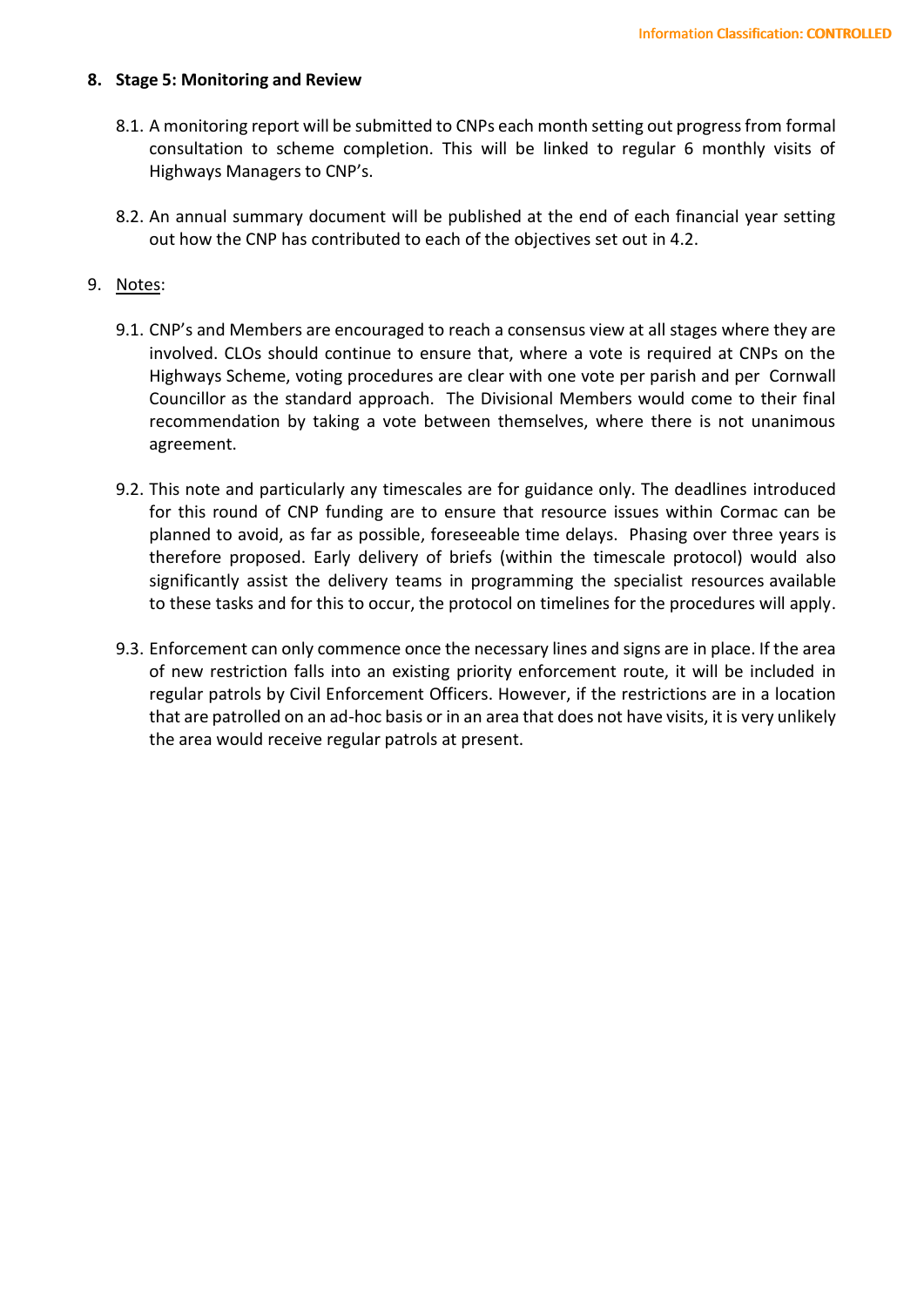## 8. Stage 5: Monitoring and Review

8.1. A monitoring report will be submitted to CNPs each month setting out progress from formal consultation to scheme completion. This will be linked to regular 6 monthly visits of Highways Managers to CNP's.

8.2. An annual summary document will be published at the end of each financial year setting out how the CNP has contributed to each of the objectives set out in 4.2.

## 9. Notes:

9.1. CNP's and Members are encouraged to reach a consensus view at all stages where they are involved. CLOs should continue to ensure that, where a vote is required at CNPs on the Highways Scheme, voting procedures are clear with one vote per parish and per Cornwall Councillor as the standard approach. The Divisional Members would come to their final recommendation by taking a vote between themselves, where there is not unanimous agreement.

9.2. This note and particularly any timescales are for guidance only. The deadlines introduced for this round of CNP funding are to ensure that resource issues within Cormac can be planned to avoid, as far as possible, foreseeable time delays. Phasing over three years is therefore proposed. Early delivery of briefs (within the timescale protocol) would also significantly assist the delivery teams in programming the specialist resources available to these tasks and for this to occur, the protocol on timelines for the procedures will apply.

9.3. Enforcement can only commence once the necessary lines and signs are in place. If the area of new restriction falls into an existing priority enforcement route, it will be included in regular patrols by Civil Enforcement Officers. However, if the restrictions are in a location that are patrolled on an ad-hoc basis or in an area that does not have visits, it is very unlikely the area would receive regular patrols at present.